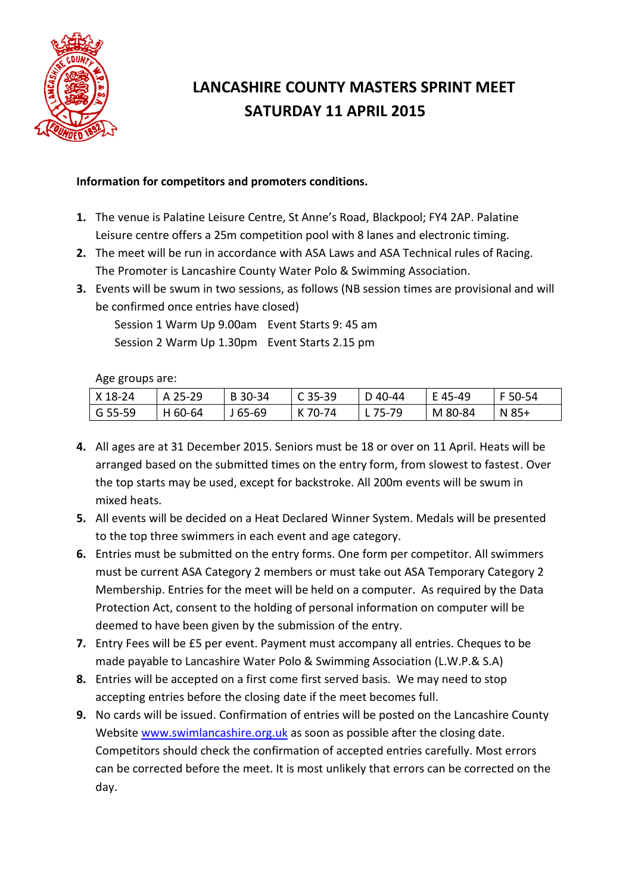# LANCASHIRE COUNTY MASTERS SPRINT MEET
# SATURDAY 11 APRIL 2015

**Information for competitors and promoters conditions.**

1. The venue is Palatine Leisure Centre, St Anne's Road, Blackpool; FY4 2AP. Palatine Leisure centre offers a 25m competition pool with 8 lanes and electronic timing.
2. The meet will be run in accordance with ASA Laws and ASA Technical rules of Racing. The Promoter is Lancashire County Water Polo & Swimming Association.
3. Events will be swum in two sessions, as follows (NB session times are provisional and will be confirmed once entries have closed)

   Session 1 Warm Up 9.00am   Event Starts 9: 45 am

   Session 2 Warm Up 1.30pm   Event Starts 2.15 pm

   Age groups are:

   | X 18-24 | A 25-29 | B 30-34 | C 35-39 | D 40-44 | E 45-49 | F 50-54 |
   |---|---|---|---|---|---|---|
   | G 55-59 | H 60-64 | J 65-69 | K 70-74 | L 75-79 | M 80-84 | N 85+ |

4. All ages are at 31 December 2015. Seniors must be 18 or over on 11 April. Heats will be arranged based on the submitted times on the entry form, from slowest to fastest. Over the top starts may be used, except for backstroke. All 200m events will be swum in mixed heats.
5. All events will be decided on a Heat Declared Winner System. Medals will be presented to the top three swimmers in each event and age category.
6. Entries must be submitted on the entry forms. One form per competitor. All swimmers must be current ASA Category 2 members or must take out ASA Temporary Category 2 Membership. Entries for the meet will be held on a computer. As required by the Data Protection Act, consent to the holding of personal information on computer will be deemed to have been given by the submission of the entry.
7. Entry Fees will be £5 per event. Payment must accompany all entries. Cheques to be made payable to Lancashire Water Polo & Swimming Association (L.W.P.& S.A)
8. Entries will be accepted on a first come first served basis. We may need to stop accepting entries before the closing date if the meet becomes full.
9. No cards will be issued. Confirmation of entries will be posted on the Lancashire County Website www.swimlancashire.org.uk as soon as possible after the closing date. Competitors should check the confirmation of accepted entries carefully. Most errors can be corrected before the meet. It is most unlikely that errors can be corrected on the day.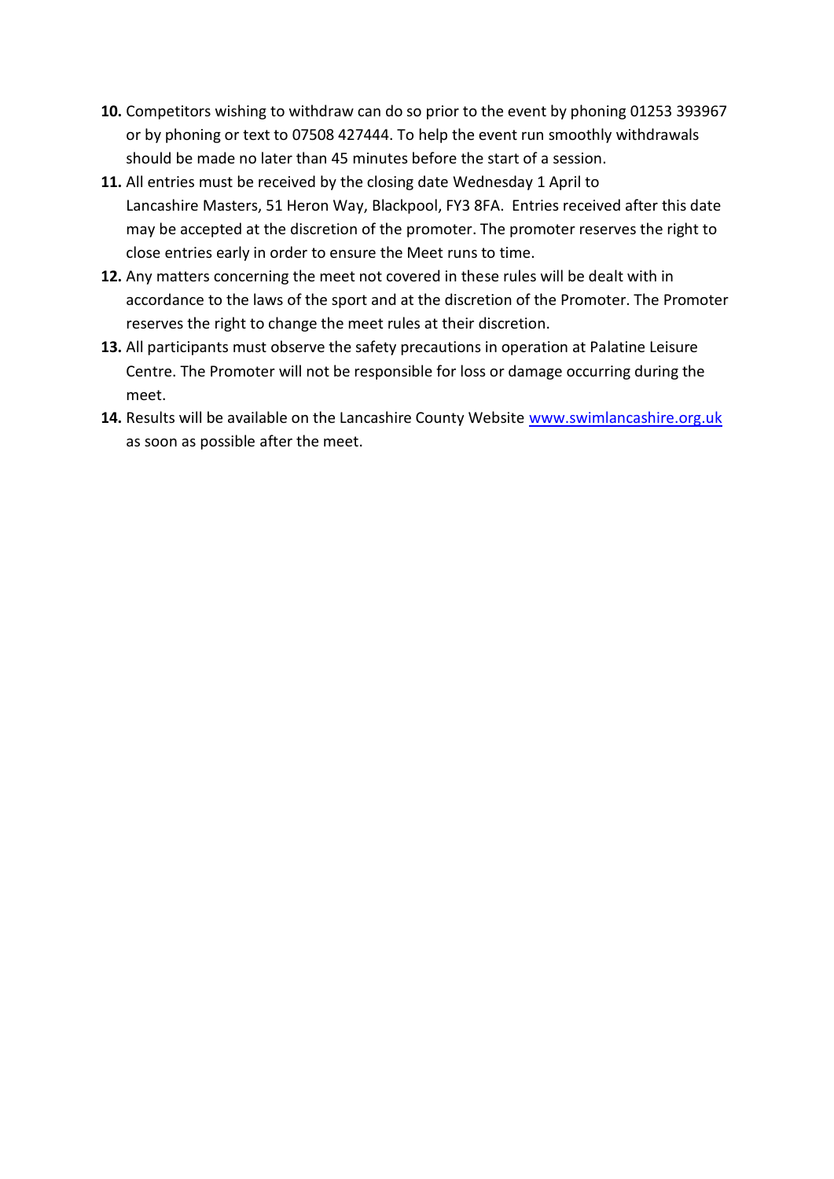10. Competitors wishing to withdraw can do so prior to the event by phoning 01253 393967 or by phoning or text to 07508 427444. To help the event run smoothly withdrawals should be made no later than 45 minutes before the start of a session.
11. All entries must be received by the closing date Wednesday 1 April to Lancashire Masters, 51 Heron Way, Blackpool, FY3 8FA. Entries received after this date may be accepted at the discretion of the promoter. The promoter reserves the right to close entries early in order to ensure the Meet runs to time.
12. Any matters concerning the meet not covered in these rules will be dealt with in accordance to the laws of the sport and at the discretion of the Promoter. The Promoter reserves the right to change the meet rules at their discretion.
13. All participants must observe the safety precautions in operation at Palatine Leisure Centre. The Promoter will not be responsible for loss or damage occurring during the meet.
14. Results will be available on the Lancashire County Website [www.swimlancashire.org.uk](http://www.swimlancashire.org.uk) as soon as possible after the meet.